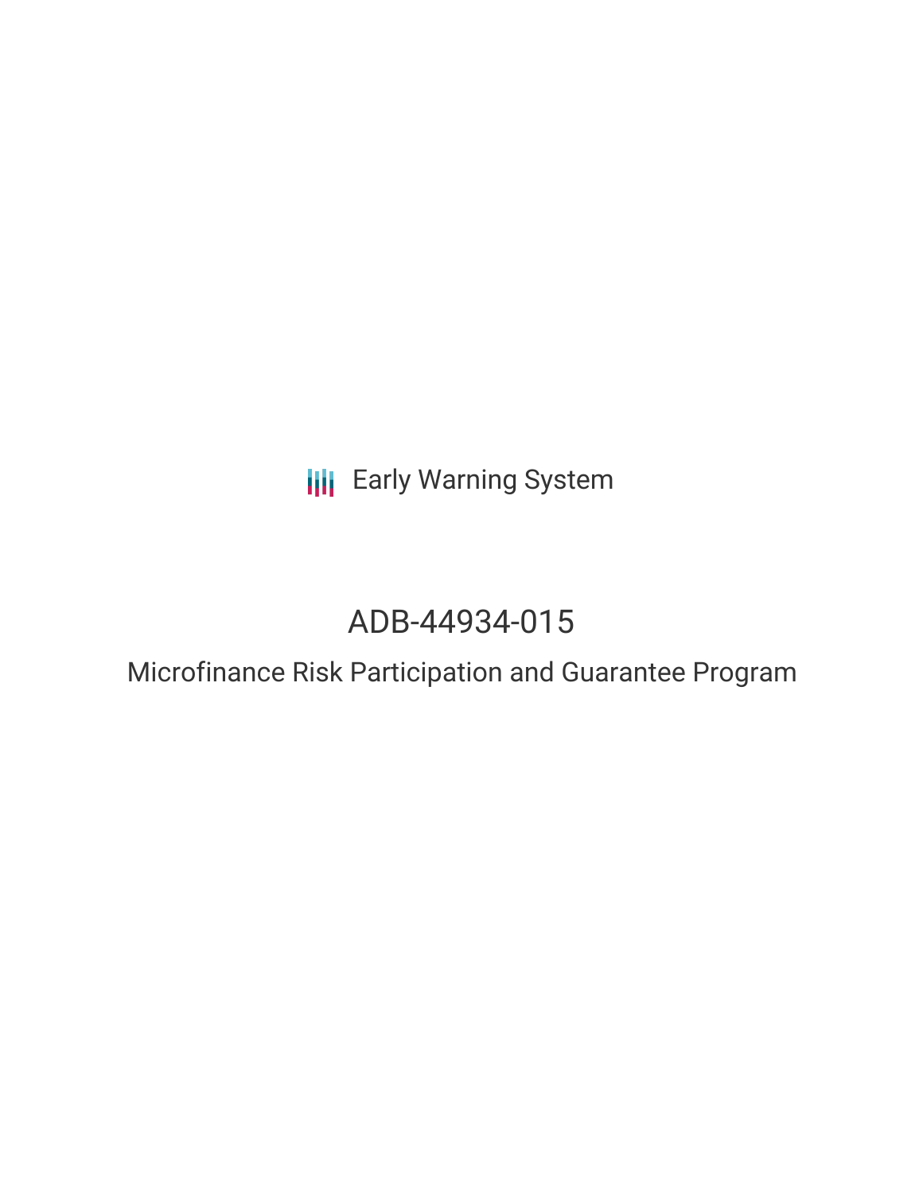Early Warning System

# ADB-44934-015

## Microfinance Risk Participation and Guarantee Program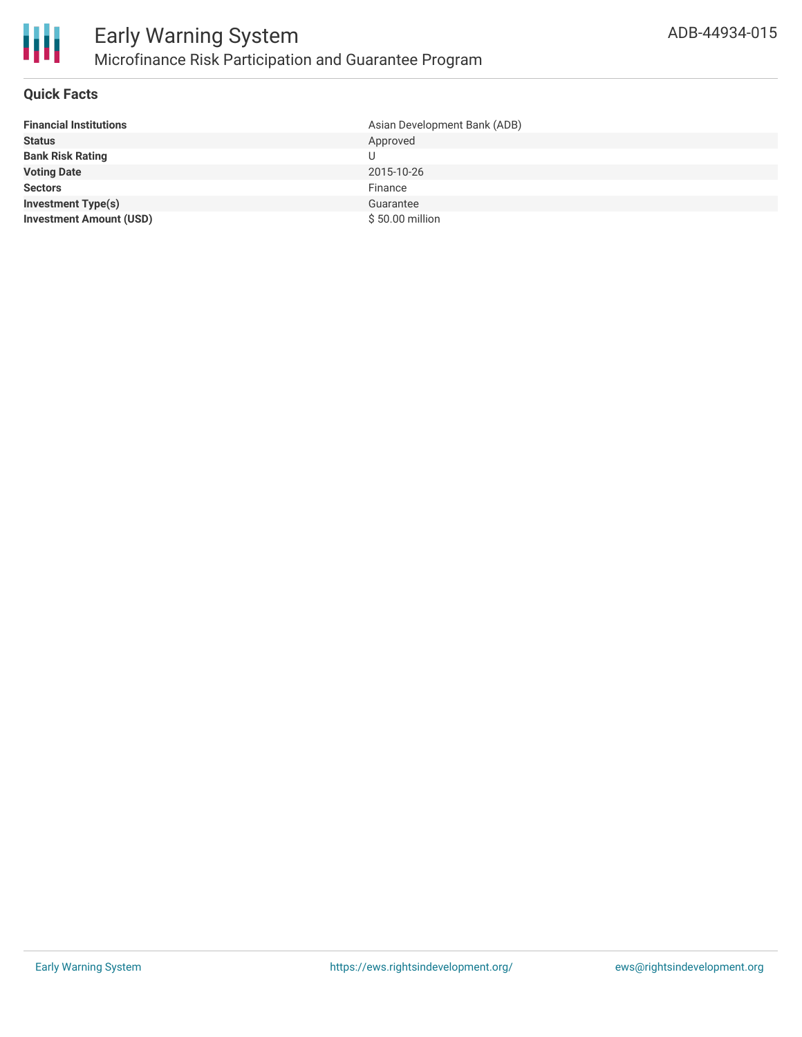# Early Warning System

## Microfinance Risk Participation and Guarantee Program

ADB-44934-015

### Quick Facts

| | |
|---|---|
| **Financial Institutions** | Asian Development Bank (ADB) |
| **Status** | Approved |
| **Bank Risk Rating** | U |
| **Voting Date** | 2015-10-26 |
| **Sectors** | Finance |
| **Investment Type(s)** | Guarantee |
| **Investment Amount (USD)** | $ 50.00 million |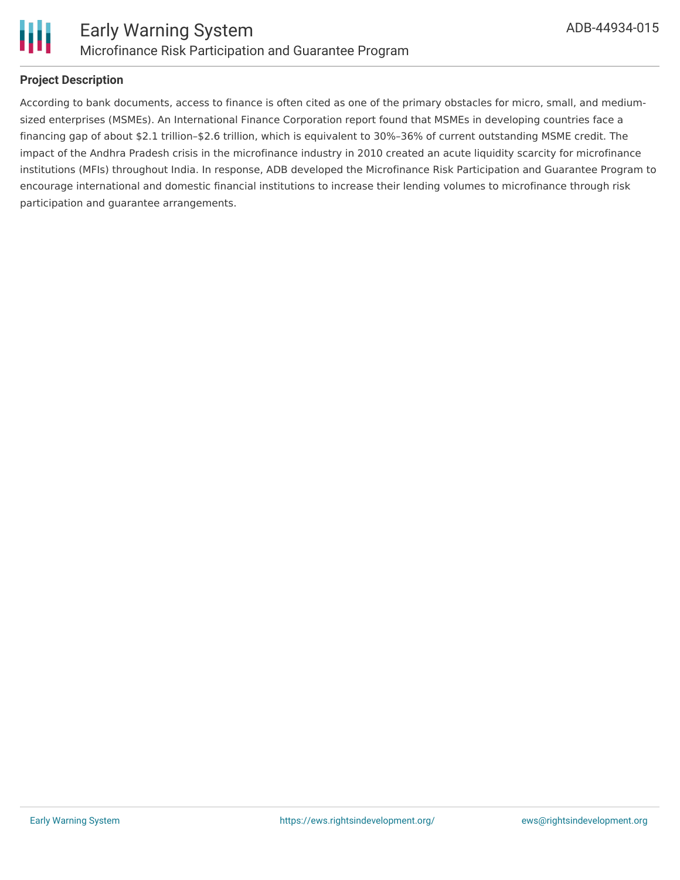## Project Description

According to bank documents, access to finance is often cited as one of the primary obstacles for micro, small, and medium-sized enterprises (MSMEs). An International Finance Corporation report found that MSMEs in developing countries face a financing gap of about $2.1 trillion–$2.6 trillion, which is equivalent to 30%–36% of current outstanding MSME credit. The impact of the Andhra Pradesh crisis in the microfinance industry in 2010 created an acute liquidity scarcity for microfinance institutions (MFIs) throughout India. In response, ADB developed the Microfinance Risk Participation and Guarantee Program to encourage international and domestic financial institutions to increase their lending volumes to microfinance through risk participation and guarantee arrangements.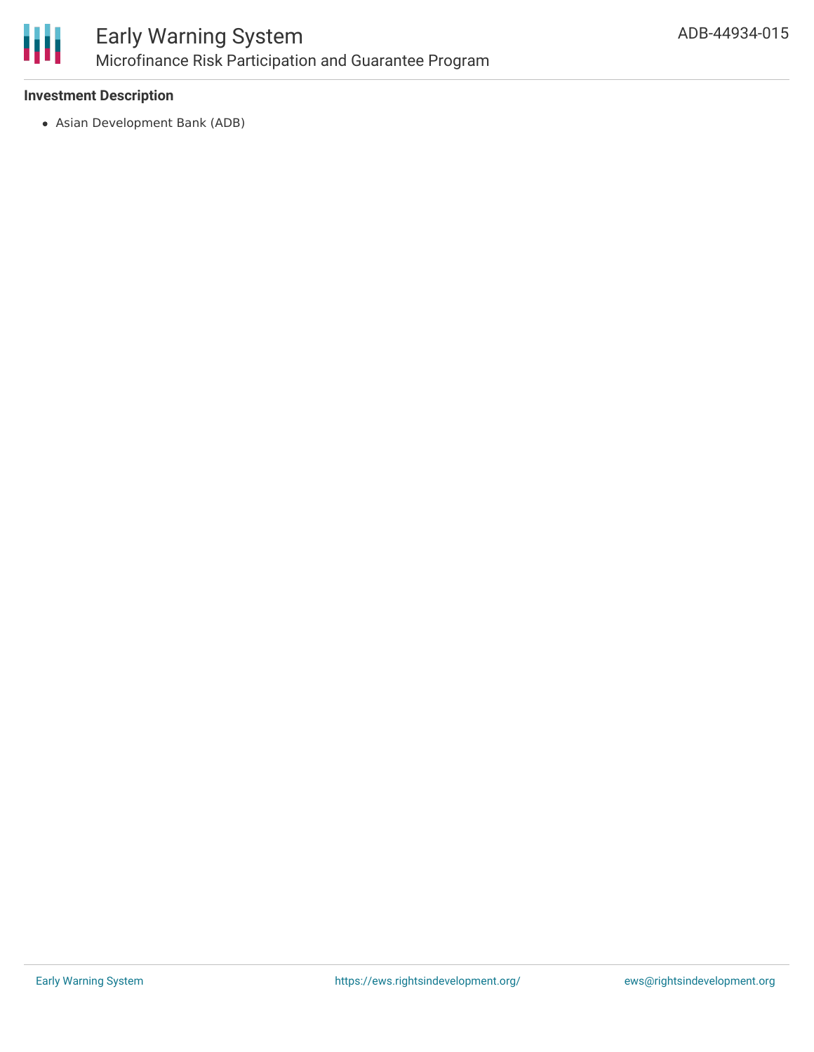### Investment Description

- Asian Development Bank (ADB)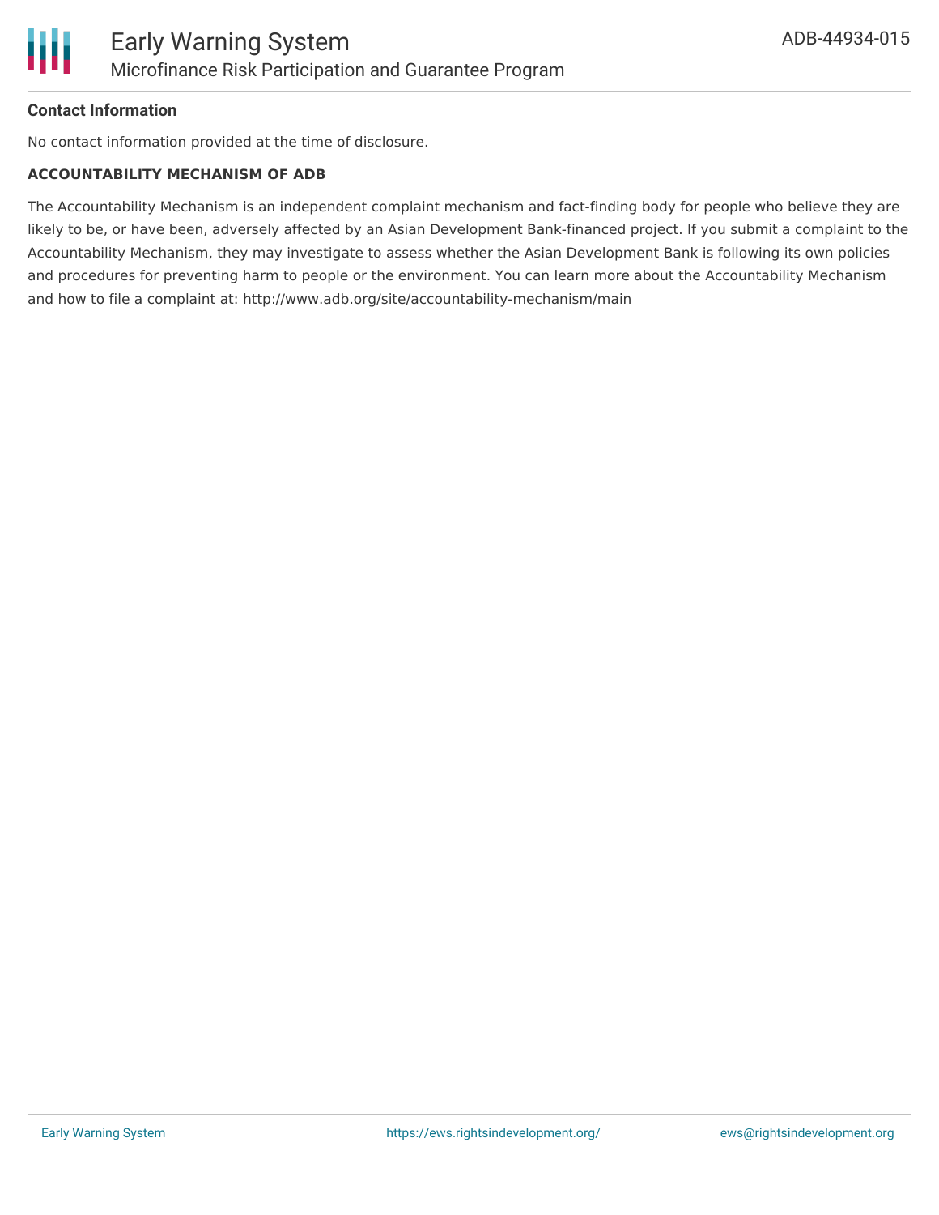### Contact Information

No contact information provided at the time of disclosure.

**ACCOUNTABILITY MECHANISM OF ADB**

The Accountability Mechanism is an independent complaint mechanism and fact-finding body for people who believe they are likely to be, or have been, adversely affected by an Asian Development Bank-financed project. If you submit a complaint to the Accountability Mechanism, they may investigate to assess whether the Asian Development Bank is following its own policies and procedures for preventing harm to people or the environment. You can learn more about the Accountability Mechanism and how to file a complaint at: http://www.adb.org/site/accountability-mechanism/main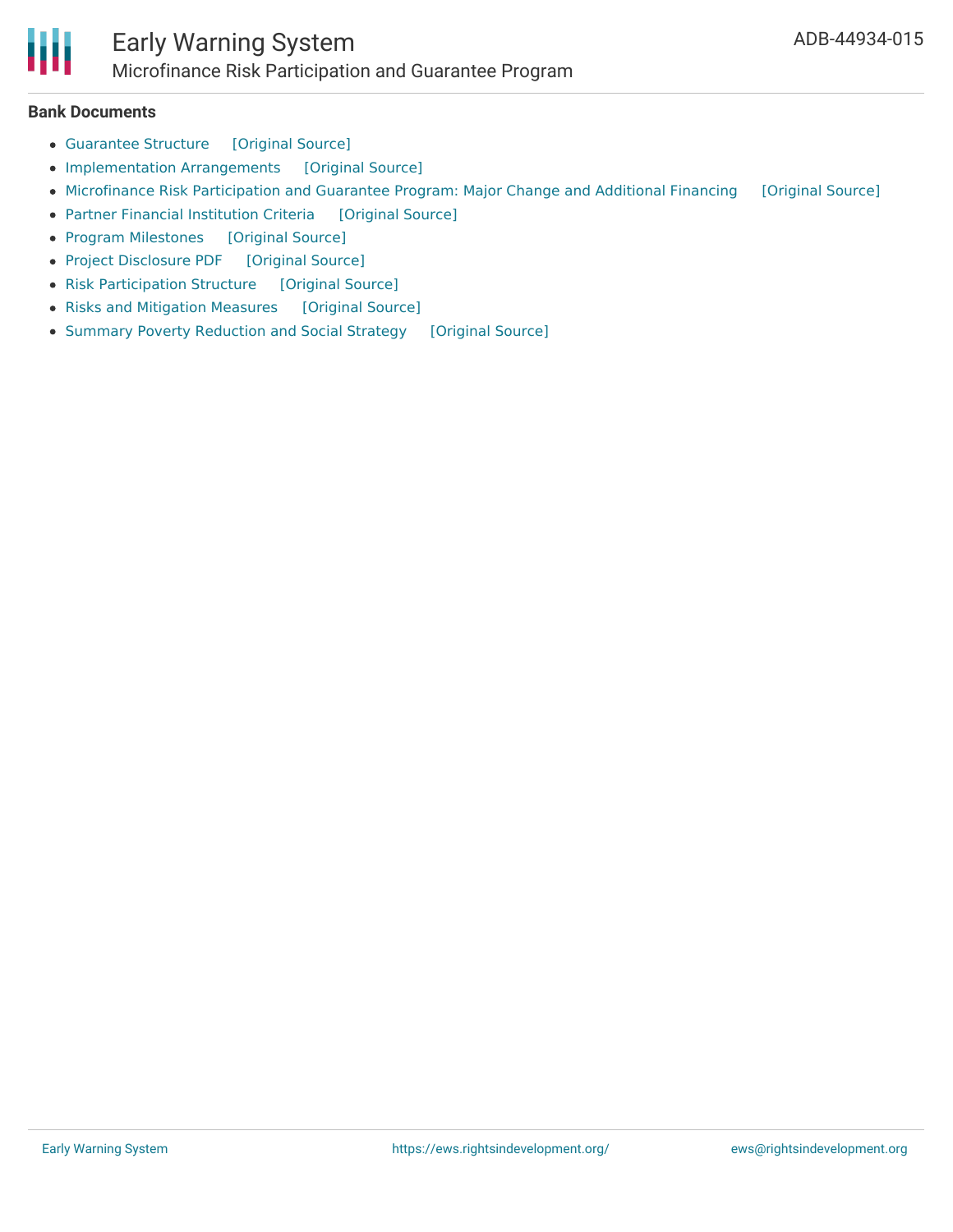## Bank Documents

- Guarantee Structure [Original Source]
- Implementation Arrangements [Original Source]
- Microfinance Risk Participation and Guarantee Program: Major Change and Additional Financing [Original Source]
- Partner Financial Institution Criteria [Original Source]
- Program Milestones [Original Source]
- Project Disclosure PDF [Original Source]
- Risk Participation Structure [Original Source]
- Risks and Mitigation Measures [Original Source]
- Summary Poverty Reduction and Social Strategy [Original Source]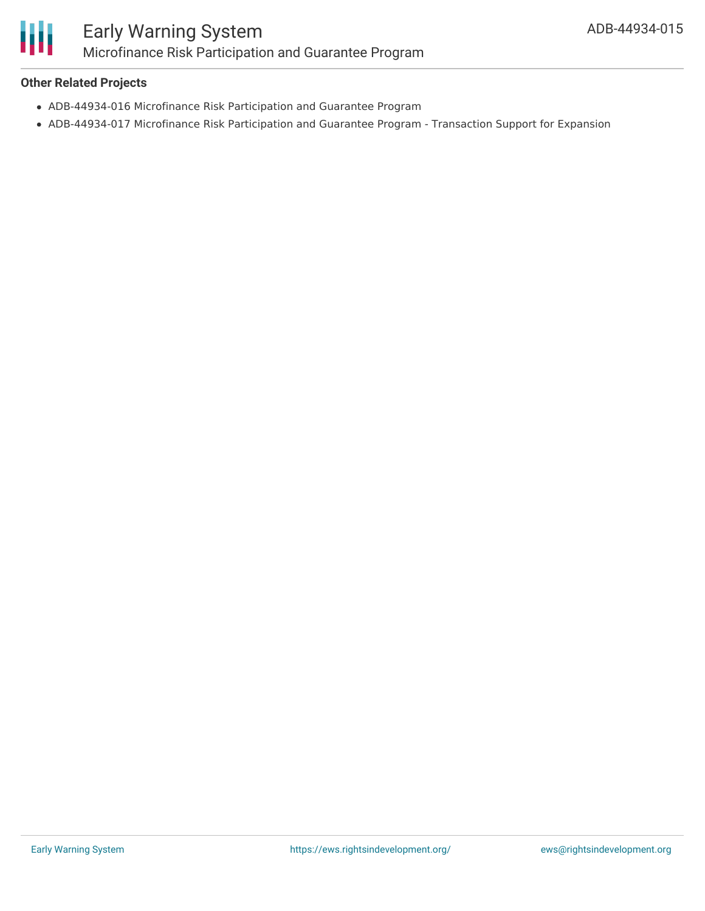### Other Related Projects

- ADB-44934-016 Microfinance Risk Participation and Guarantee Program
- ADB-44934-017 Microfinance Risk Participation and Guarantee Program - Transaction Support for Expansion